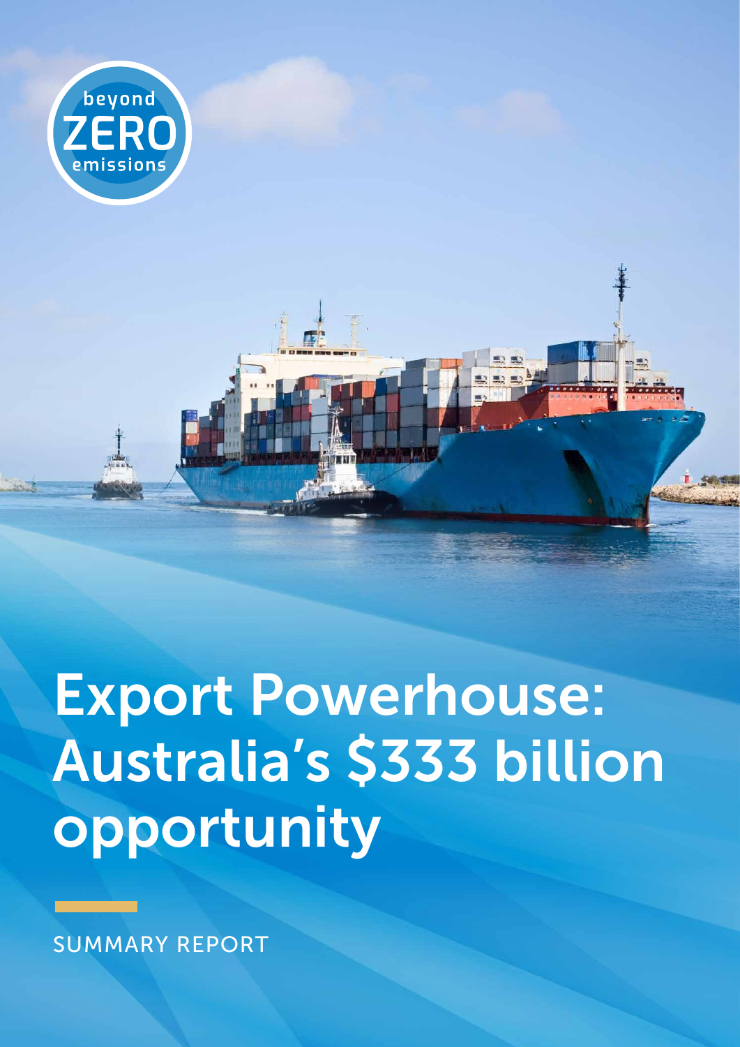beyond ZERO emissions

# Export Powerhouse: Australia's $333 billion opportunity

SUMMARY REPORT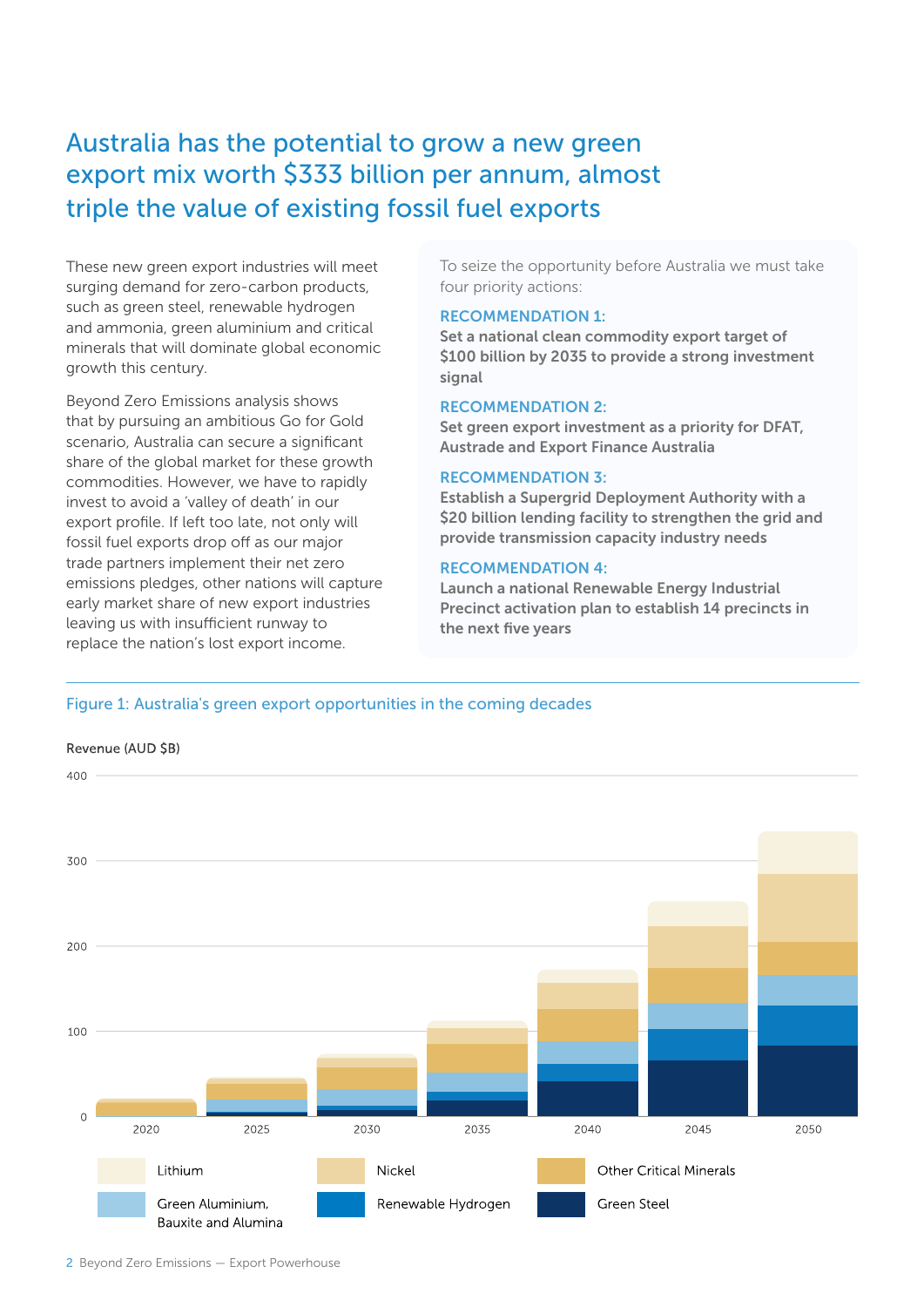# Australia has the potential to grow a new green export mix worth $333 billion per annum, almost triple the value of existing fossil fuel exports

These new green export industries will meet surging demand for zero-carbon products, such as green steel, renewable hydrogen and ammonia, green aluminium and critical minerals that will dominate global economic growth this century.

Beyond Zero Emissions analysis shows that by pursuing an ambitious Go for Gold scenario, Australia can secure a significant share of the global market for these growth commodities. However, we have to rapidly invest to avoid a 'valley of death' in our export profile. If left too late, not only will fossil fuel exports drop off as our major trade partners implement their net zero emissions pledges, other nations will capture early market share of new export industries leaving us with insufficient runway to replace the nation's lost export income.

To seize the opportunity before Australia we must take four priority actions:

**RECOMMENDATION 1:**
**Set a national clean commodity export target of $100 billion by 2035 to provide a strong investment signal**

**RECOMMENDATION 2:**
**Set green export investment as a priority for DFAT, Austrade and Export Finance Australia**

**RECOMMENDATION 3:**
**Establish a Supergrid Deployment Authority with a $20 billion lending facility to strengthen the grid and provide transmission capacity industry needs**

**RECOMMENDATION 4:**
**Launch a national Renewable Energy Industrial Precinct activation plan to establish 14 precincts in the next five years**

Figure 1: Australia's green export opportunities in the coming decades

Revenue (AUD $B)

Legend: Lithium; Nickel; Other Critical Minerals; Green Aluminium, Bauxite and Alumina; Renewable Hydrogen; Green Steel

Years: 2020, 2025, 2030, 2035, 2040, 2045, 2050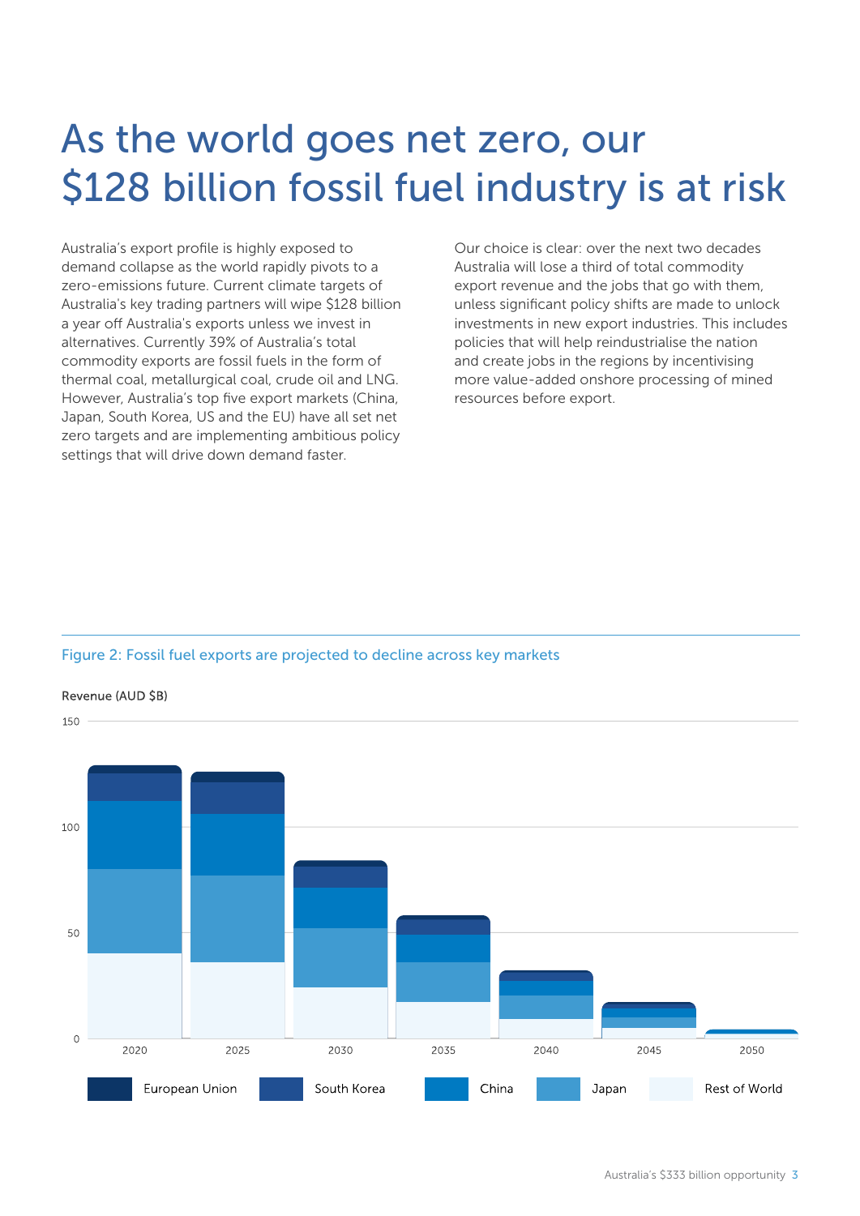# As the world goes net zero, our $128 billion fossil fuel industry is at risk

Australia's export profile is highly exposed to demand collapse as the world rapidly pivots to a zero-emissions future. Current climate targets of Australia's key trading partners will wipe $128 billion a year off Australia's exports unless we invest in alternatives. Currently 39% of Australia's total commodity exports are fossil fuels in the form of thermal coal, metallurgical coal, crude oil and LNG. However, Australia's top five export markets (China, Japan, South Korea, US and the EU) have all set net zero targets and are implementing ambitious policy settings that will drive down demand faster.

Our choice is clear: over the next two decades Australia will lose a third of total commodity export revenue and the jobs that go with them, unless significant policy shifts are made to unlock investments in new export industries. This includes policies that will help reindustrialise the nation and create jobs in the regions by incentivising more value-added onshore processing of mined resources before export.

Figure 2: Fossil fuel exports are projected to decline across key markets

Revenue (AUD $B)

European Union | South Korea | China | Japan | Rest of World

2020 | 2025 | 2030 | 2035 | 2040 | 2045 | 2050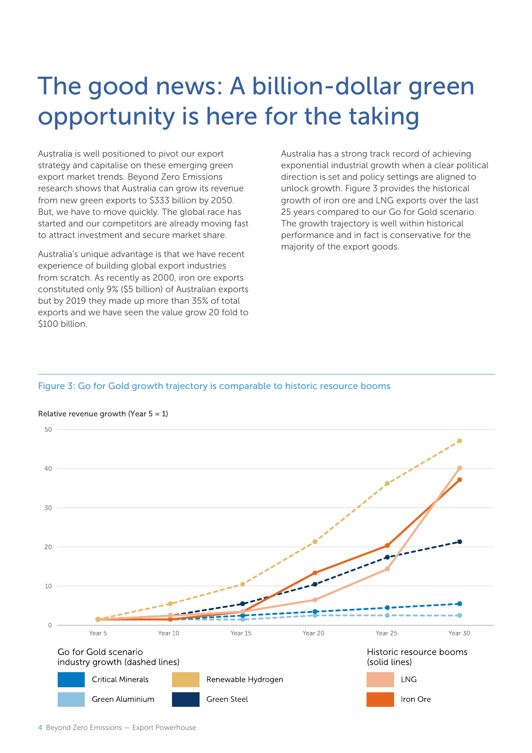# The good news: A billion-dollar green opportunity is here for the taking

Australia is well positioned to pivot our export strategy and capitalise on these emerging green export market trends. Beyond Zero Emissions research shows that Australia can grow its revenue from new green exports to $333 billion by 2050. But, we have to move quickly. The global race has started and our competitors are already moving fast to attract investment and secure market share.

Australia's unique advantage is that we have recent experience of building global export industries from scratch. As recently as 2000, iron ore exports constituted only 9% ($5 billion) of Australian exports but by 2019 they made up more than 35% of total exports and we have seen the value grow 20 fold to $100 billion.

Australia has a strong track record of achieving exponential industrial growth when a clear political direction is set and policy settings are aligned to unlock growth. Figure 3 provides the historical growth of iron ore and LNG exports over the last 25 years compared to our Go for Gold scenario. The growth trajectory is well within historical performance and in fact is conservative for the majority of the export goods.

Figure 3: Go for Gold growth trajectory is comparable to historic resource booms

Relative revenue growth (Year 5 = 1)

Go for Gold scenario industry growth (dashed lines): Critical Minerals, Renewable Hydrogen, Green Aluminium, Green Steel

Historic resource booms (solid lines): LNG, Iron Ore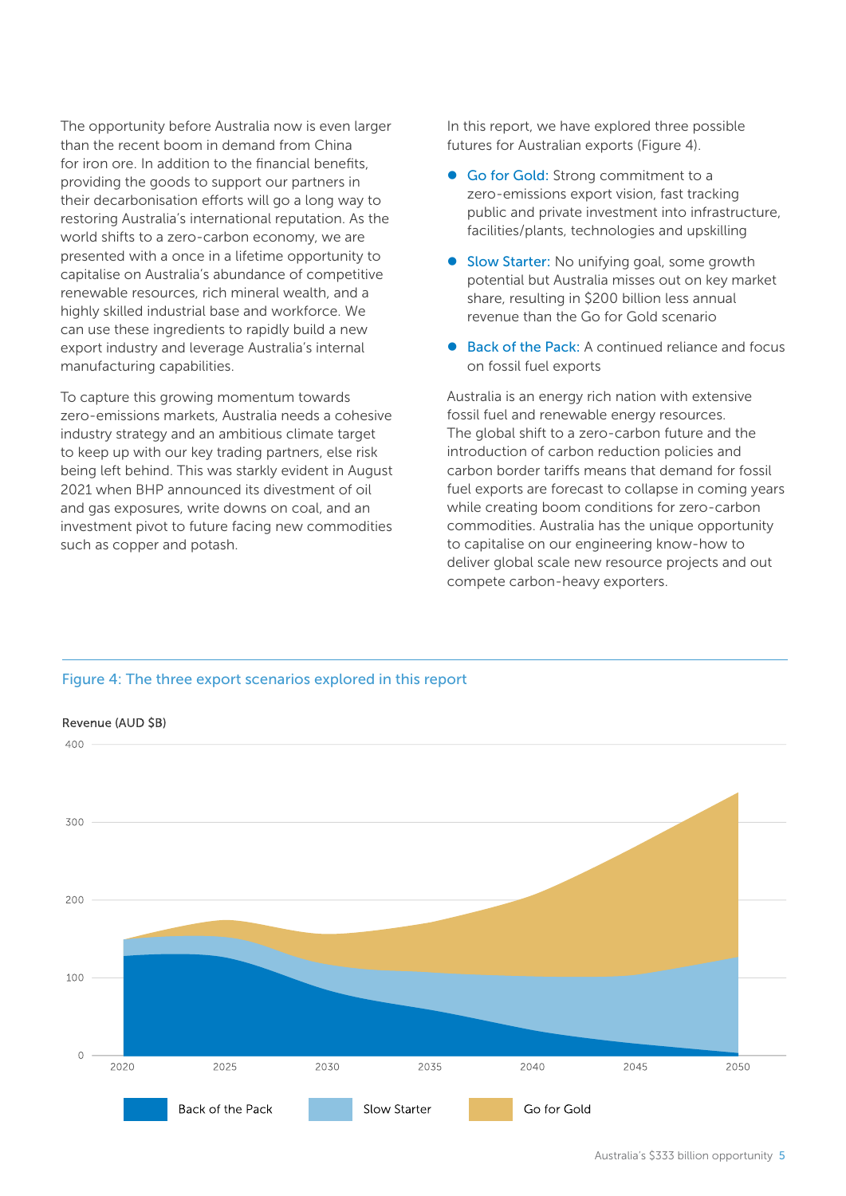The opportunity before Australia now is even larger than the recent boom in demand from China for iron ore. In addition to the financial benefits, providing the goods to support our partners in their decarbonisation efforts will go a long way to restoring Australia's international reputation. As the world shifts to a zero-carbon economy, we are presented with a once in a lifetime opportunity to capitalise on Australia's abundance of competitive renewable resources, rich mineral wealth, and a highly skilled industrial base and workforce. We can use these ingredients to rapidly build a new export industry and leverage Australia's internal manufacturing capabilities.

To capture this growing momentum towards zero-emissions markets, Australia needs a cohesive industry strategy and an ambitious climate target to keep up with our key trading partners, else risk being left behind. This was starkly evident in August 2021 when BHP announced its divestment of oil and gas exposures, write downs on coal, and an investment pivot to future facing new commodities such as copper and potash.

In this report, we have explored three possible futures for Australian exports (Figure 4).

- Go for Gold: Strong commitment to a zero-emissions export vision, fast tracking public and private investment into infrastructure, facilities/plants, technologies and upskilling
- Slow Starter: No unifying goal, some growth potential but Australia misses out on key market share, resulting in $200 billion less annual revenue than the Go for Gold scenario
- Back of the Pack: A continued reliance and focus on fossil fuel exports

Australia is an energy rich nation with extensive fossil fuel and renewable energy resources. The global shift to a zero-carbon future and the introduction of carbon reduction policies and carbon border tariffs means that demand for fossil fuel exports are forecast to collapse in coming years while creating boom conditions for zero-carbon commodities. Australia has the unique opportunity to capitalise on our engineering know-how to deliver global scale new resource projects and out compete carbon-heavy exporters.

Figure 4: The three export scenarios explored in this report

Revenue (AUD $B)

Legend: Back of the Pack, Slow Starter, Go for Gold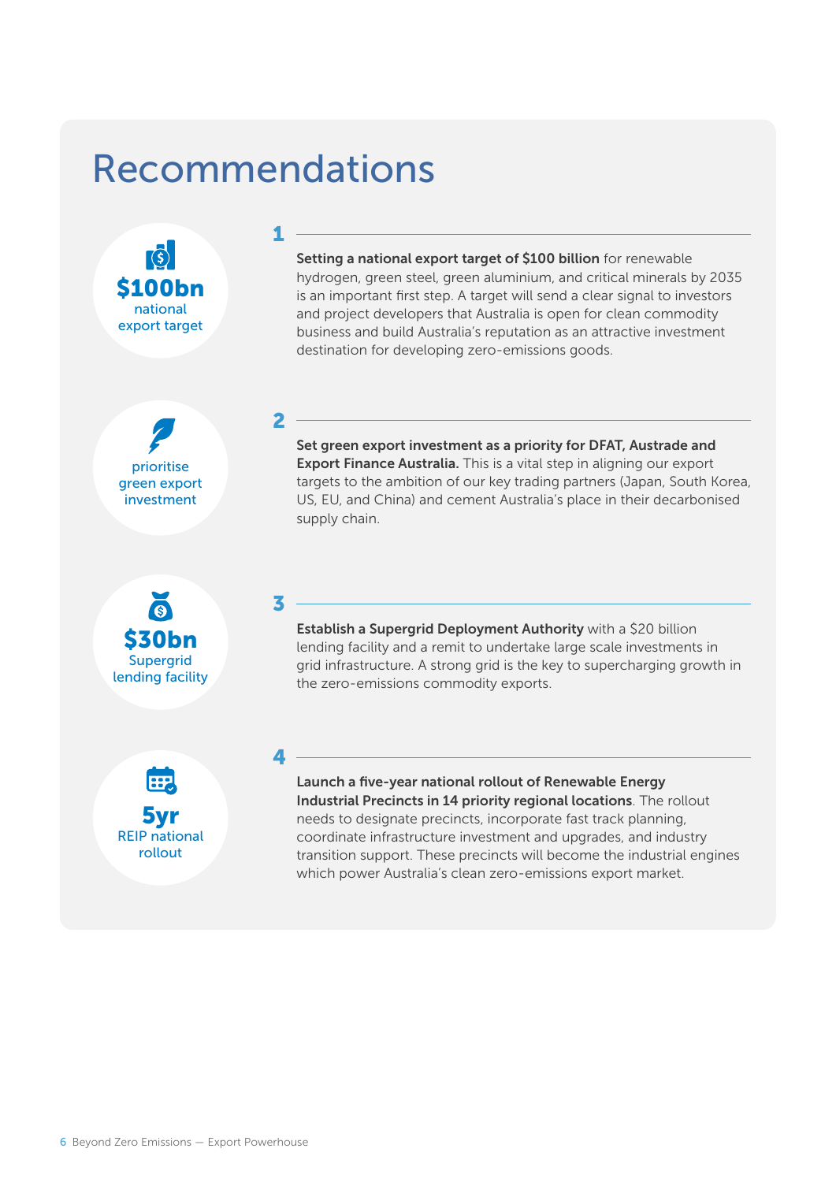# Recommendations

**$100bn**
national export target

## 1

**Setting a national export target of $100 billion** for renewable hydrogen, green steel, green aluminium, and critical minerals by 2035 is an important first step. A target will send a clear signal to investors and project developers that Australia is open for clean commodity business and build Australia's reputation as an attractive investment destination for developing zero-emissions goods.

prioritise green export investment

## 2

**Set green export investment as a priority for DFAT, Austrade and Export Finance Australia.** This is a vital step in aligning our export targets to the ambition of our key trading partners (Japan, South Korea, US, EU, and China) and cement Australia's place in their decarbonised supply chain.

**$30bn**
Supergrid lending facility

## 3

**Establish a Supergrid Deployment Authority** with a $20 billion lending facility and a remit to undertake large scale investments in grid infrastructure. A strong grid is the key to supercharging growth in the zero-emissions commodity exports.

**5yr**
REIP national rollout

## 4

**Launch a five-year national rollout of Renewable Energy Industrial Precincts in 14 priority regional locations**. The rollout needs to designate precincts, incorporate fast track planning, coordinate infrastructure investment and upgrades, and industry transition support. These precincts will become the industrial engines which power Australia's clean zero-emissions export market.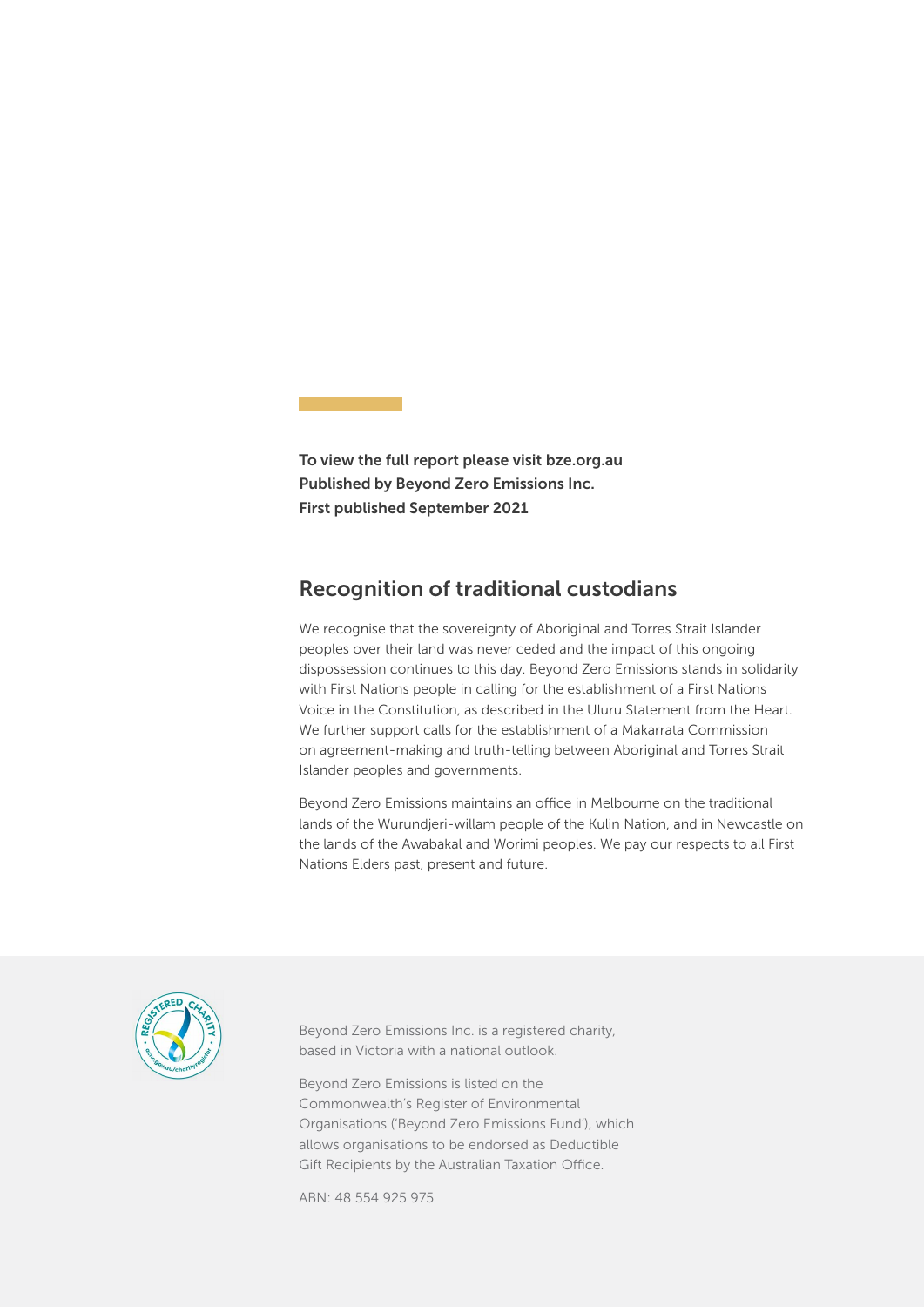**To view the full report please visit bze.org.au**
**Published by Beyond Zero Emissions Inc.**
**First published September 2021**

## Recognition of traditional custodians

We recognise that the sovereignty of Aboriginal and Torres Strait Islander peoples over their land was never ceded and the impact of this ongoing dispossession continues to this day. Beyond Zero Emissions stands in solidarity with First Nations people in calling for the establishment of a First Nations Voice in the Constitution, as described in the Uluru Statement from the Heart. We further support calls for the establishment of a Makarrata Commission on agreement-making and truth-telling between Aboriginal and Torres Strait Islander peoples and governments.

Beyond Zero Emissions maintains an office in Melbourne on the traditional lands of the Wurundjeri-willam people of the Kulin Nation, and in Newcastle on the lands of the Awabakal and Worimi peoples. We pay our respects to all First Nations Elders past, present and future.

Beyond Zero Emissions Inc. is a registered charity, based in Victoria with a national outlook.

Beyond Zero Emissions is listed on the Commonwealth's Register of Environmental Organisations ('Beyond Zero Emissions Fund'), which allows organisations to be endorsed as Deductible Gift Recipients by the Australian Taxation Office.

ABN: 48 554 925 975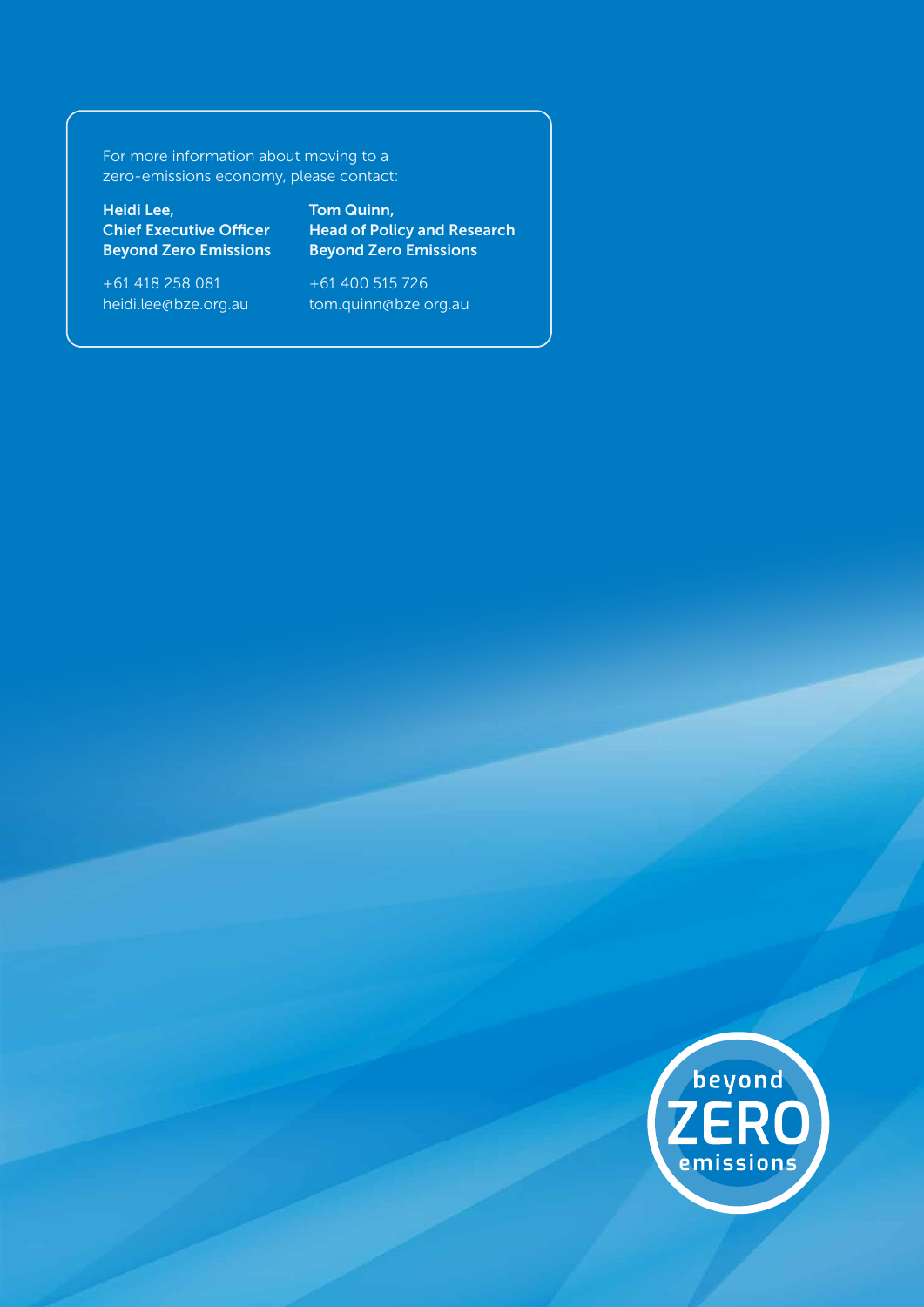For more information about moving to a zero-emissions economy, please contact:

**Heidi Lee,**
**Chief Executive Officer**
**Beyond Zero Emissions**

+61 418 258 081
heidi.lee@bze.org.au

**Tom Quinn,**
**Head of Policy and Research**
**Beyond Zero Emissions**

+61 400 515 726
tom.quinn@bze.org.au

beyond ZERO emissions